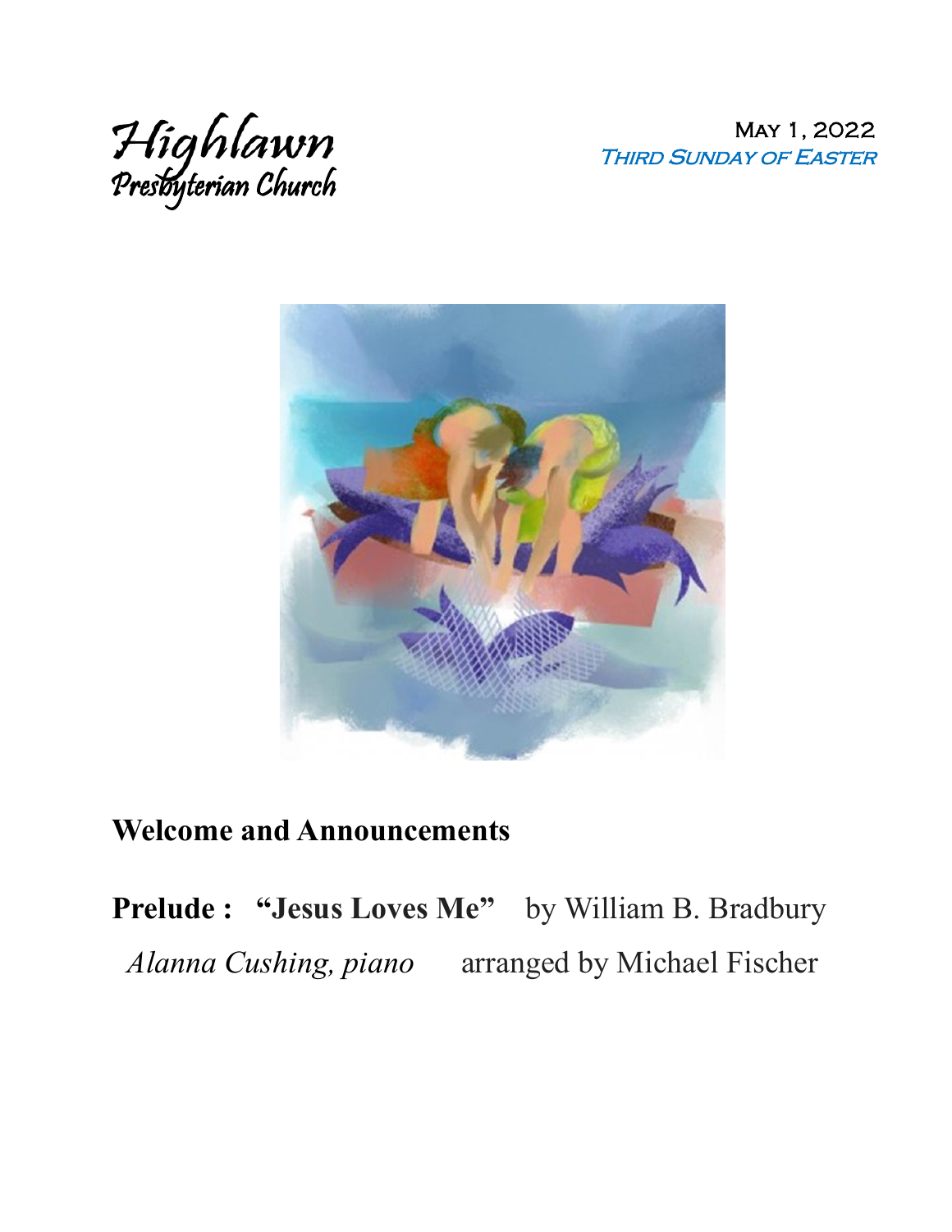Highlawn
Presbyterian Church

May 1, 2022
*Third Sunday of Easter*

**Welcome and Announcements**

**Prelude : "Jesus Loves Me"** by William B. Bradbury
*Alanna Cushing, piano* arranged by Michael Fischer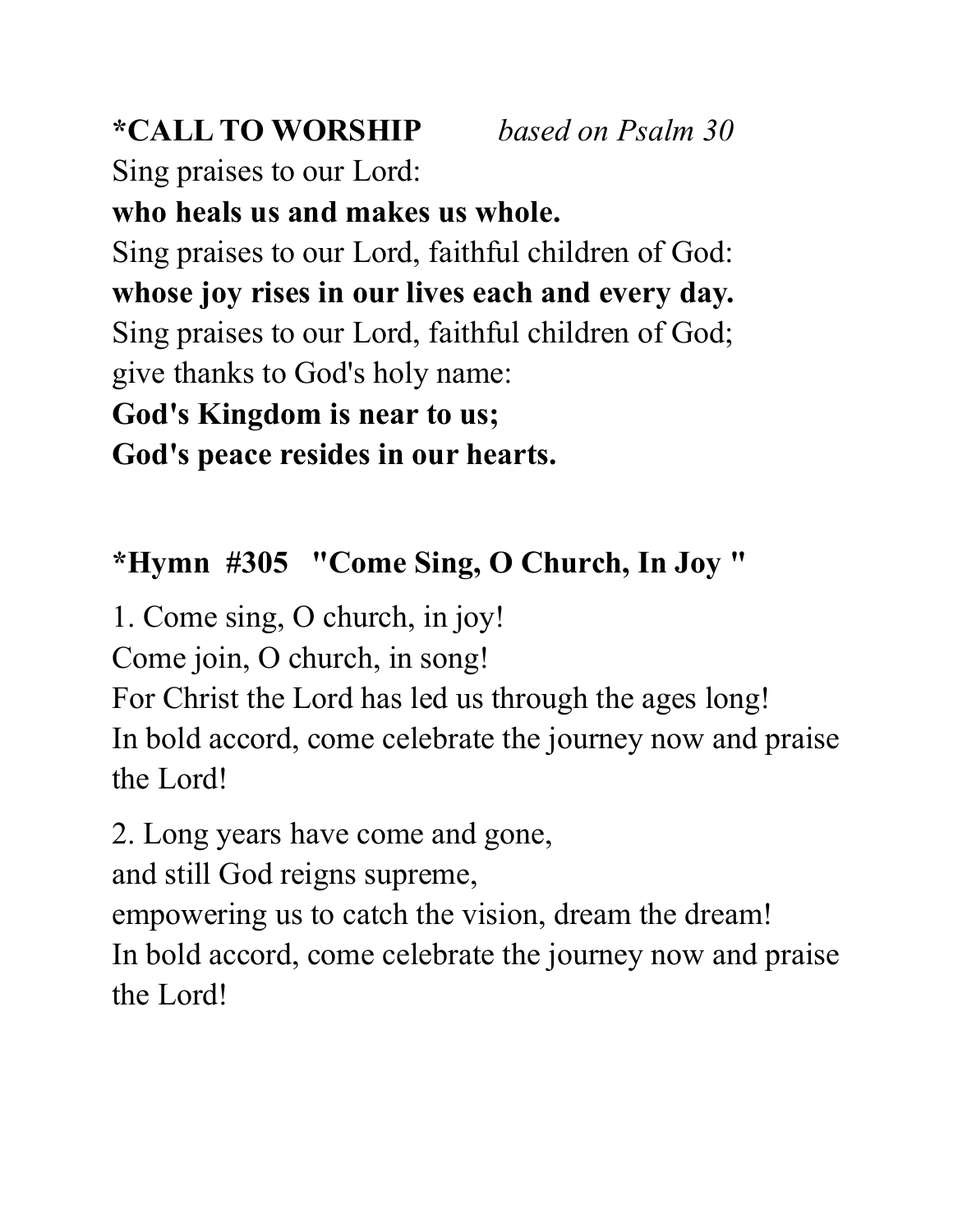**\*CALL TO WORSHIP** *based on Psalm 30*

Sing praises to our Lord:
**who heals us and makes us whole.**
Sing praises to our Lord, faithful children of God:
**whose joy rises in our lives each and every day.**
Sing praises to our Lord, faithful children of God;
give thanks to God's holy name:
**God's Kingdom is near to us;**
**God's peace resides in our hearts.**

**\*Hymn #305 "Come Sing, O Church, In Joy "**

1. Come sing, O church, in joy!
Come join, O church, in song!
For Christ the Lord has led us through the ages long!
In bold accord, come celebrate the journey now and praise the Lord!

2. Long years have come and gone,
and still God reigns supreme,
empowering us to catch the vision, dream the dream!
In bold accord, come celebrate the journey now and praise the Lord!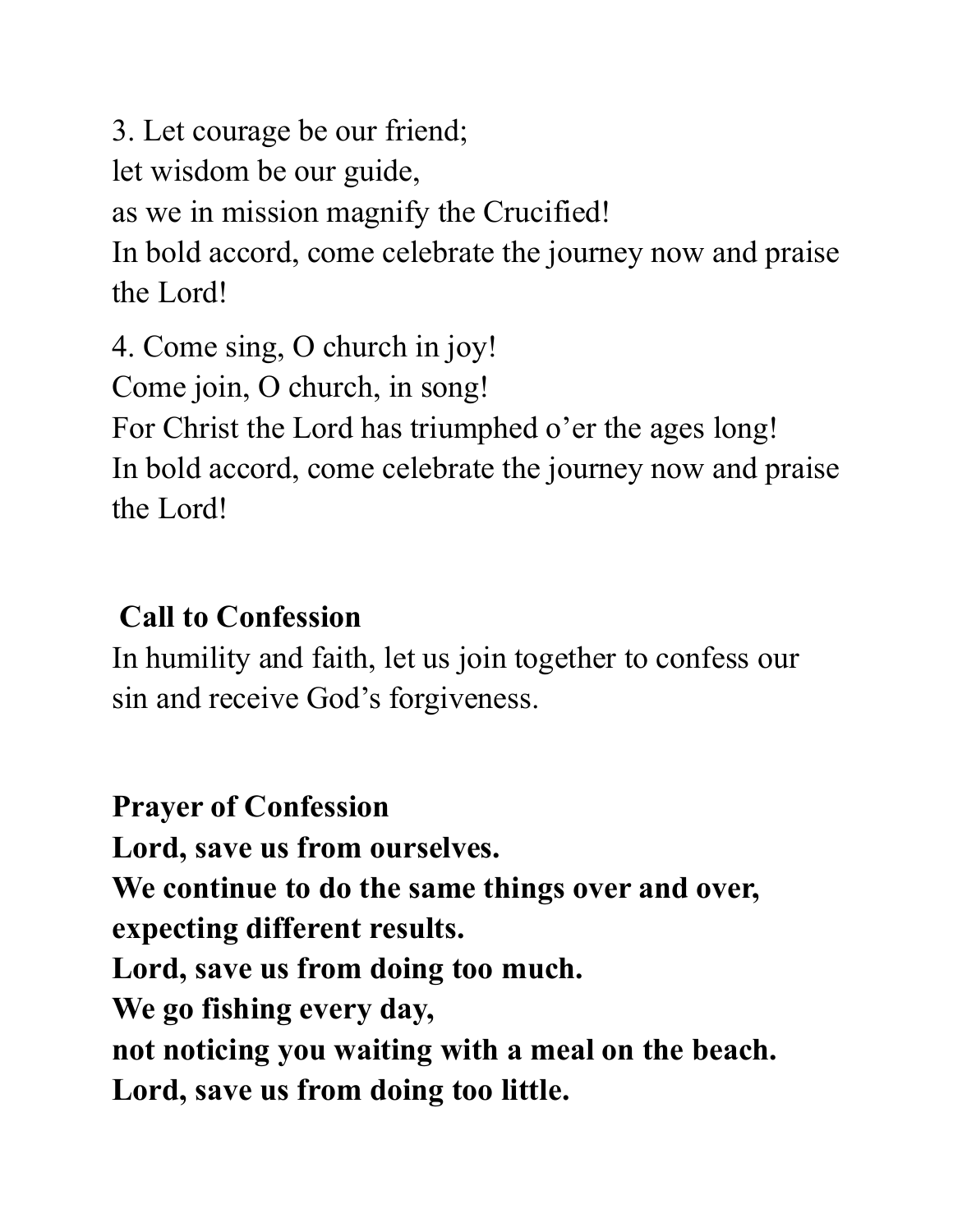3. Let courage be our friend;
let wisdom be our guide,
as we in mission magnify the Crucified!
In bold accord, come celebrate the journey now and praise the Lord!

4. Come sing, O church in joy!
Come join, O church, in song!
For Christ the Lord has triumphed o'er the ages long!
In bold accord, come celebrate the journey now and praise the Lord!

**Call to Confession**

In humility and faith, let us join together to confess our sin and receive God's forgiveness.

**Prayer of Confession**

**Lord, save us from ourselves.**
**We continue to do the same things over and over, expecting different results.**
**Lord, save us from doing too much.**
**We go fishing every day,**
**not noticing you waiting with a meal on the beach.**
**Lord, save us from doing too little.**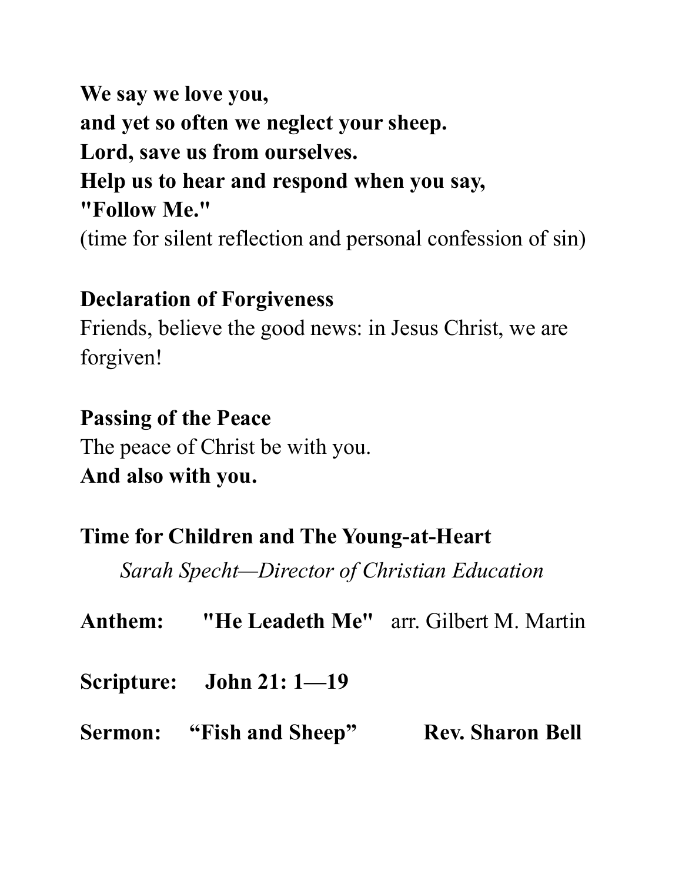**We say we love you,**
**and yet so often we neglect your sheep.**
**Lord, save us from ourselves.**
**Help us to hear and respond when you say,**
**"Follow Me."**
(time for silent reflection and personal confession of sin)

**Declaration of Forgiveness**
Friends, believe the good news: in Jesus Christ, we are forgiven!

**Passing of the Peace**
The peace of Christ be with you.
**And also with you.**

**Time for Children and The Young-at-Heart**
*Sarah Specht—Director of Christian Education*

**Anthem: "He Leadeth Me"** arr. Gilbert M. Martin

**Scripture: John 21: 1—19**

**Sermon: "Fish and Sheep" Rev. Sharon Bell**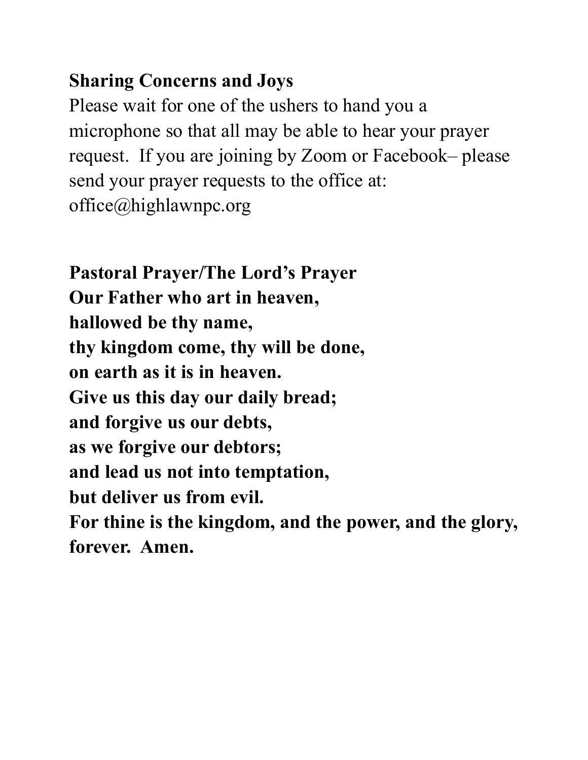**Sharing Concerns and Joys**

Please wait for one of the ushers to hand you a microphone so that all may be able to hear your prayer request. If you are joining by Zoom or Facebook– please send your prayer requests to the office at: office@highlawnpc.org

**Pastoral Prayer/The Lord's Prayer**

**Our Father who art in heaven,**
**hallowed be thy name,**
**thy kingdom come, thy will be done,**
**on earth as it is in heaven.**
**Give us this day our daily bread;**
**and forgive us our debts,**
**as we forgive our debtors;**
**and lead us not into temptation,**
**but deliver us from evil.**
**For thine is the kingdom, and the power, and the glory,**
**forever. Amen.**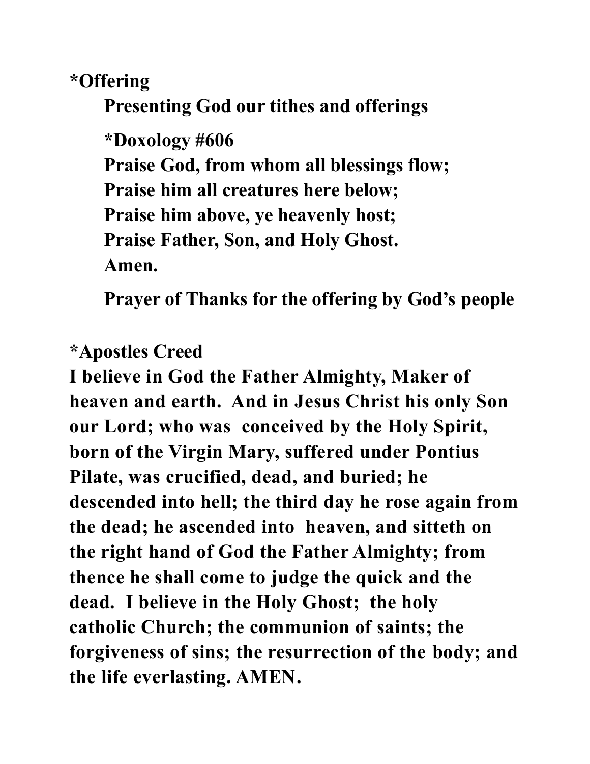**\*Offering**

**Presenting God our tithes and offerings**

**\*Doxology #606**
**Praise God, from whom all blessings flow;**
**Praise him all creatures here below;**
**Praise him above, ye heavenly host;**
**Praise Father, Son, and Holy Ghost.**
**Amen.**

**Prayer of Thanks for the offering by God's people**

**\*Apostles Creed**

**I believe in God the Father Almighty, Maker of heaven and earth. And in Jesus Christ his only Son our Lord; who was conceived by the Holy Spirit, born of the Virgin Mary, suffered under Pontius Pilate, was crucified, dead, and buried; he descended into hell; the third day he rose again from the dead; he ascended into heaven, and sitteth on the right hand of God the Father Almighty; from thence he shall come to judge the quick and the dead. I believe in the Holy Ghost; the holy catholic Church; the communion of saints; the forgiveness of sins; the resurrection of the body; and the life everlasting. AMEN.**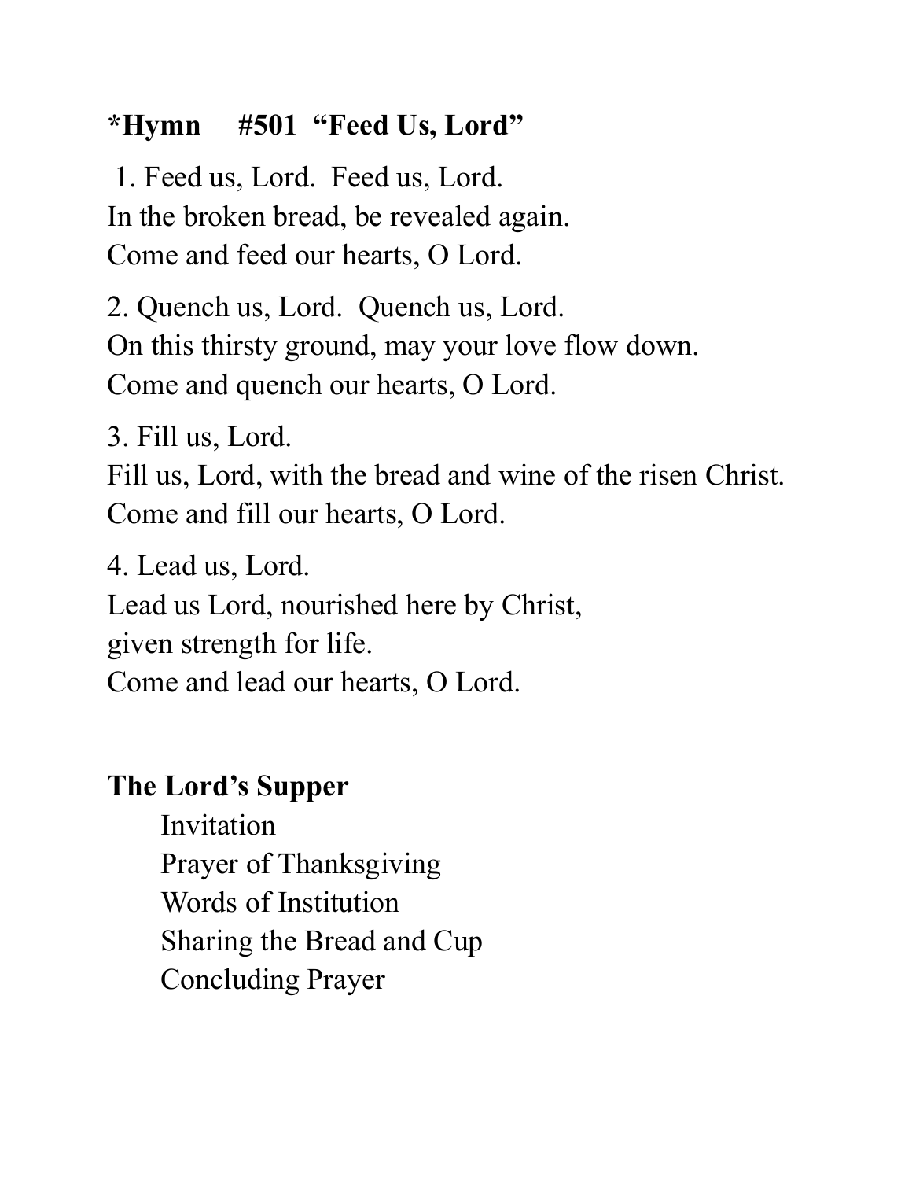**\*Hymn #501 "Feed Us, Lord"**

1. Feed us, Lord. Feed us, Lord.
In the broken bread, be revealed again.
Come and feed our hearts, O Lord.

2. Quench us, Lord. Quench us, Lord.
On this thirsty ground, may your love flow down.
Come and quench our hearts, O Lord.

3. Fill us, Lord.
Fill us, Lord, with the bread and wine of the risen Christ.
Come and fill our hearts, O Lord.

4. Lead us, Lord.
Lead us Lord, nourished here by Christ,
given strength for life.
Come and lead our hearts, O Lord.

**The Lord's Supper**

Invitation
Prayer of Thanksgiving
Words of Institution
Sharing the Bread and Cup
Concluding Prayer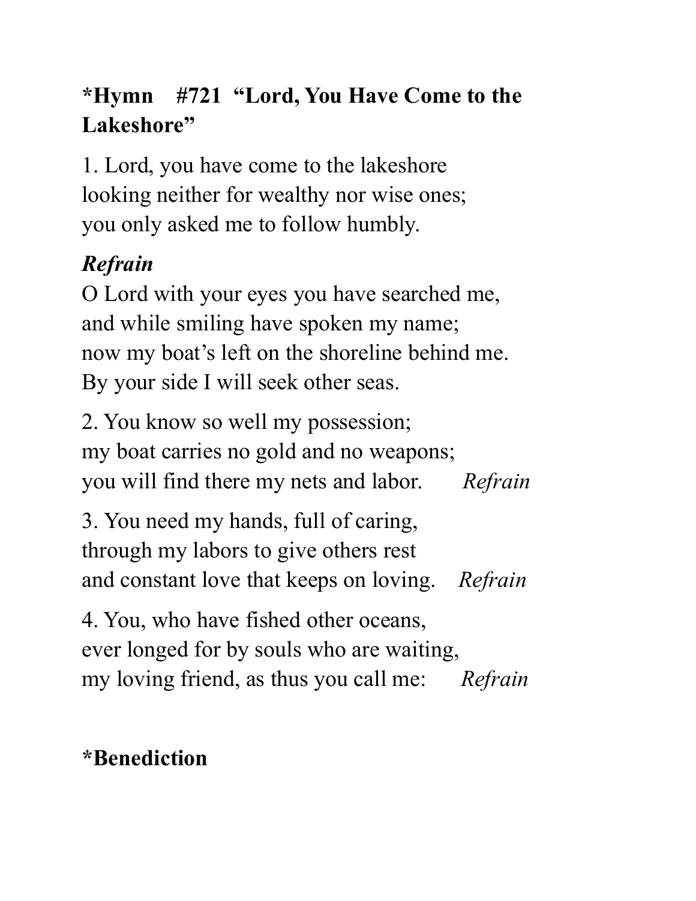**\*Hymn #721 "Lord, You Have Come to the Lakeshore"**

1. Lord, you have come to the lakeshore
looking neither for wealthy nor wise ones;
you only asked me to follow humbly.

***Refrain***
O Lord with your eyes you have searched me,
and while smiling have spoken my name;
now my boat's left on the shoreline behind me.
By your side I will seek other seas.

2. You know so well my possession;
my boat carries no gold and no weapons;
you will find there my nets and labor. *Refrain*

3. You need my hands, full of caring,
through my labors to give others rest
and constant love that keeps on loving. *Refrain*

4. You, who have fished other oceans,
ever longed for by souls who are waiting,
my loving friend, as thus you call me: *Refrain*

**\*Benediction**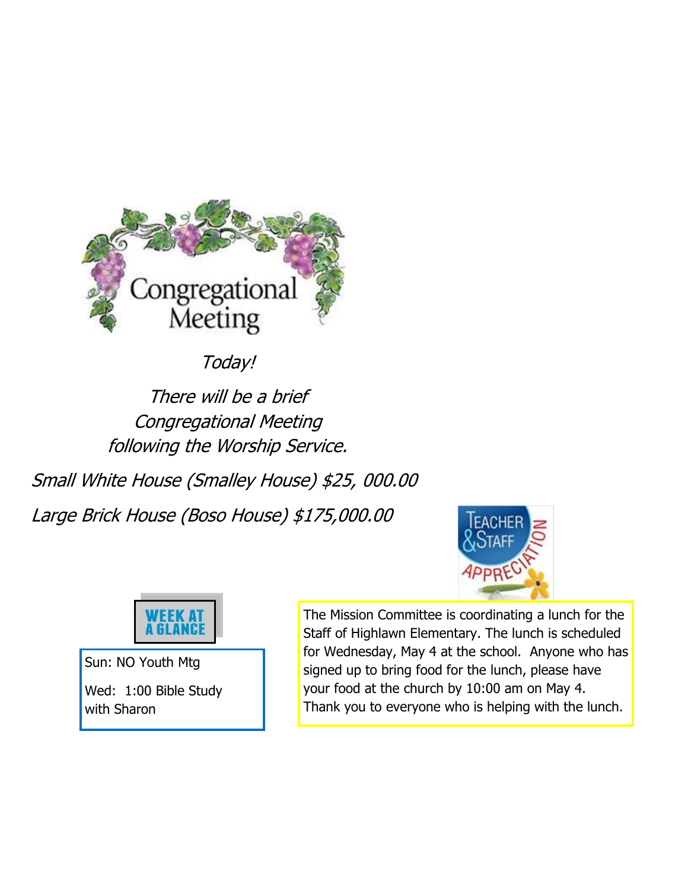## Congregational Meeting

*Today!*

*There will be a brief Congregational Meeting following the Worship Service.*

*Small White House (Smalley House) $25, 000.00*

*Large Brick House (Boso House) $175,000.00*

### WEEK AT A GLANCE

Sun: NO Youth Mtg

Wed: 1:00 Bible Study with Sharon

### TEACHER & STAFF APPRECIATION

The Mission Committee is coordinating a lunch for the Staff of Highlawn Elementary. The lunch is scheduled for Wednesday, May 4 at the school. Anyone who has signed up to bring food for the lunch, please have your food at the church by 10:00 am on May 4. Thank you to everyone who is helping with the lunch.